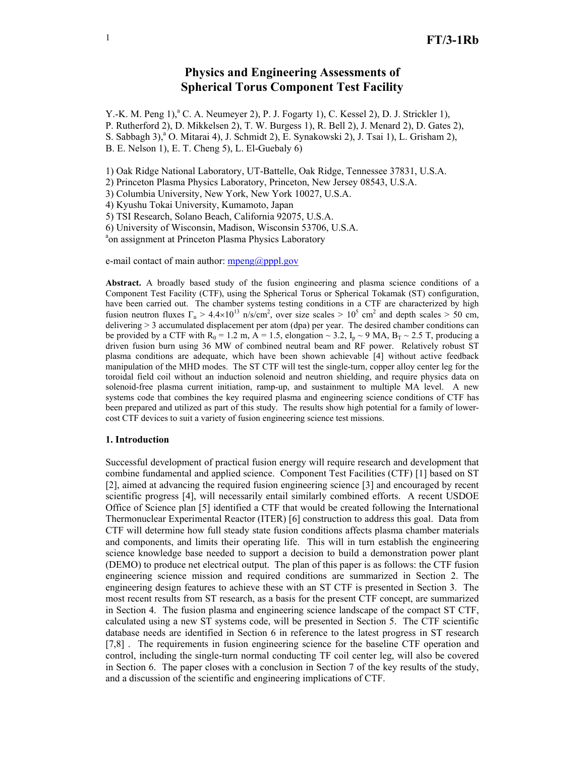# Physics and Engineering Assessments of Spherical Torus Component Test Facility

Y.-K. M. Peng 1),[a] C. A. Neumeyer 2), P. J. Fogarty 1), C. Kessel 2), D. J. Strickler 1), P. Rutherford 2), D. Mikkelsen 2), T. W. Burgess 1), R. Bell 2), J. Menard 2), D. Gates 2), S. Sabbagh 3),[a] O. Mitarai 4), J. Schmidt 2), E. Synakowski 2), J. Tsai 1), L. Grisham 2), B. E. Nelson 1), E. T. Cheng 5), L. El-Guebaly 6)

1) Oak Ridge National Laboratory, UT-Battelle, Oak Ridge, Tennessee 37831, U.S.A.
2) Princeton Plasma Physics Laboratory, Princeton, New Jersey 08543, U.S.A.
3) Columbia University, New York, New York 10027, U.S.A.
4) Kyushu Tokai University, Kumamoto, Japan
5) TSI Research, Solano Beach, California 92075, U.S.A.
6) University of Wisconsin, Madison, Wisconsin 53706, U.S.A.
[a]on assignment at Princeton Plasma Physics Laboratory

e-mail contact of main author: mpeng@pppl.gov

**Abstract.** A broadly based study of the fusion engineering and plasma science conditions of a Component Test Facility (CTF), using the Spherical Torus or Spherical Tokamak (ST) configuration, have been carried out. The chamber systems testing conditions in a CTF are characterized by high fusion neutron fluxes $\Gamma_n > 4.4\times10^{13}$ n/s/cm$^2$, over size scales $> 10^5$ cm$^2$ and depth scales > 50 cm, delivering > 3 accumulated displacement per atom (dpa) per year. The desired chamber conditions can be provided by a CTF with $R_0 = 1.2$ m, A = 1.5, elongation ~ 3.2, $I_p \sim 9$ MA, $B_T \sim 2.5$ T, producing a driven fusion burn using 36 MW of combined neutral beam and RF power. Relatively robust ST plasma conditions are adequate, which have been shown achievable [4] without active feedback manipulation of the MHD modes. The ST CTF will test the single-turn, copper alloy center leg for the toroidal field coil without an induction solenoid and neutron shielding, and require physics data on solenoid-free plasma current initiation, ramp-up, and sustainment to multiple MA level. A new systems code that combines the key required plasma and engineering science conditions of CTF has been prepared and utilized as part of this study. The results show high potential for a family of lower-cost CTF devices to suit a variety of fusion engineering science test missions.

## 1. Introduction

Successful development of practical fusion energy will require research and development that combine fundamental and applied science. Component Test Facilities (CTF) [1] based on ST [2], aimed at advancing the required fusion engineering science [3] and encouraged by recent scientific progress [4], will necessarily entail similarly combined efforts. A recent USDOE Office of Science plan [5] identified a CTF that would be created following the International Thermonuclear Experimental Reactor (ITER) [6] construction to address this goal. Data from CTF will determine how full steady state fusion conditions affects plasma chamber materials and components, and limits their operating life. This will in turn establish the engineering science knowledge base needed to support a decision to build a demonstration power plant (DEMO) to produce net electrical output. The plan of this paper is as follows: the CTF fusion engineering science mission and required conditions are summarized in Section 2. The engineering design features to achieve these with an ST CTF is presented in Section 3. The most recent results from ST research, as a basis for the present CTF concept, are summarized in Section 4. The fusion plasma and engineering science landscape of the compact ST CTF, calculated using a new ST systems code, will be presented in Section 5. The CTF scientific database needs are identified in Section 6 in reference to the latest progress in ST research [7,8] . The requirements in fusion engineering science for the baseline CTF operation and control, including the single-turn normal conducting TF coil center leg, will also be covered in Section 6. The paper closes with a conclusion in Section 7 of the key results of the study, and a discussion of the scientific and engineering implications of CTF.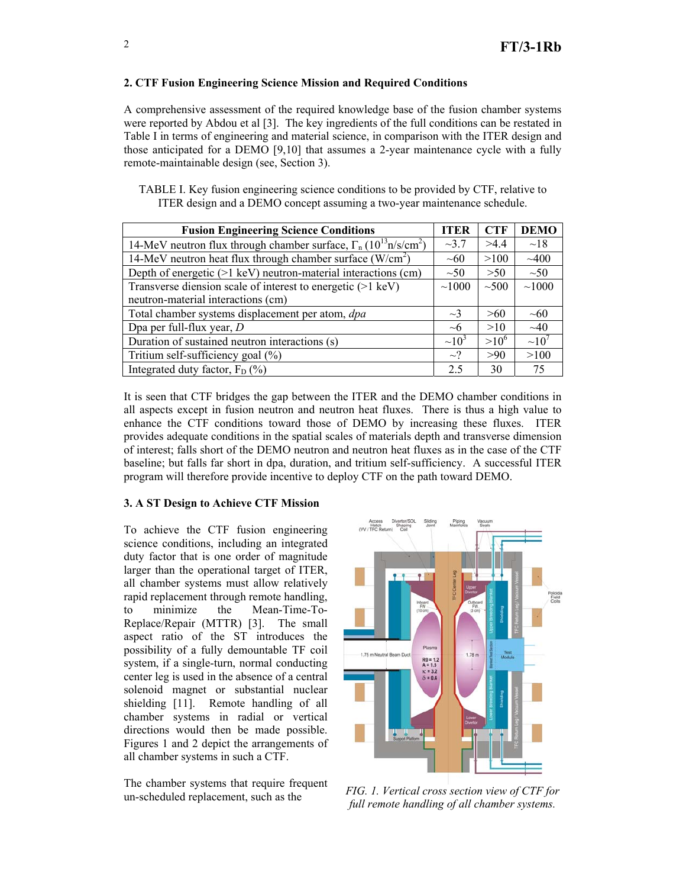## 2. CTF Fusion Engineering Science Mission and Required Conditions

A comprehensive assessment of the required knowledge base of the fusion chamber systems were reported by Abdou et al [3]. The key ingredients of the full conditions can be restated in Table I in terms of engineering and material science, in comparison with the ITER design and those anticipated for a DEMO [9,10] that assumes a 2-year maintenance cycle with a fully remote-maintainable design (see, Section 3).

TABLE I. Key fusion engineering science conditions to be provided by CTF, relative to ITER design and a DEMO concept assuming a two-year maintenance schedule.

| Fusion Engineering Science Conditions | ITER | CTF | DEMO |
|---|---|---|---|
| 14-MeV neutron flux through chamber surface, $\Gamma_n$ ($10^{13}$n/s/cm$^2$) | ~3.7 | >4.4 | ~18 |
| 14-MeV neutron heat flux through chamber surface (W/cm$^2$) | ~60 | >100 | ~400 |
| Depth of energetic (>1 keV) neutron-material interactions (cm) | ~50 | >50 | ~50 |
| Transverse diension scale of interest to energetic (>1 keV) neutron-material interactions (cm) | ~1000 | ~500 | ~1000 |
| Total chamber systems displacement per atom, *dpa* | ~3 | >60 | ~60 |
| Dpa per full-flux year, *D* | ~6 | >10 | ~40 |
| Duration of sustained neutron interactions (s) | ~$10^3$ | >$10^6$ | ~$10^7$ |
| Tritium self-sufficiency goal (%) | ~? | >90 | >100 |
| Integrated duty factor, $F_D$ (%) | 2.5 | 30 | 75 |

It is seen that CTF bridges the gap between the ITER and the DEMO chamber conditions in all aspects except in fusion neutron and neutron heat fluxes. There is thus a high value to enhance the CTF conditions toward those of DEMO by increasing these fluxes. ITER provides adequate conditions in the spatial scales of materials depth and transverse dimension of interest; falls short of the DEMO neutron and neutron heat fluxes as in the case of the CTF baseline; but falls far short in dpa, duration, and tritium self-sufficiency. A successful ITER program will therefore provide incentive to deploy CTF on the path toward DEMO.

## 3. A ST Design to Achieve CTF Mission

To achieve the CTF fusion engineering science conditions, including an integrated duty factor that is one order of magnitude larger than the operational target of ITER, all chamber systems must allow relatively rapid replacement through remote handling, to minimize the Mean-Time-To-Replace/Repair (MTTR) [3]. The small aspect ratio of the ST introduces the possibility of a fully demountable TF coil system, if a single-turn, normal conducting center leg is used in the absence of a central solenoid magnet or substantial nuclear shielding [11]. Remote handling of all chamber systems in radial or vertical directions would then be made possible. Figures 1 and 2 depict the arrangements of all chamber systems in such a CTF.

*FIG. 1. Vertical cross section view of CTF for full remote handling of all chamber systems.*

The chamber systems that require frequent un-scheduled replacement, such as the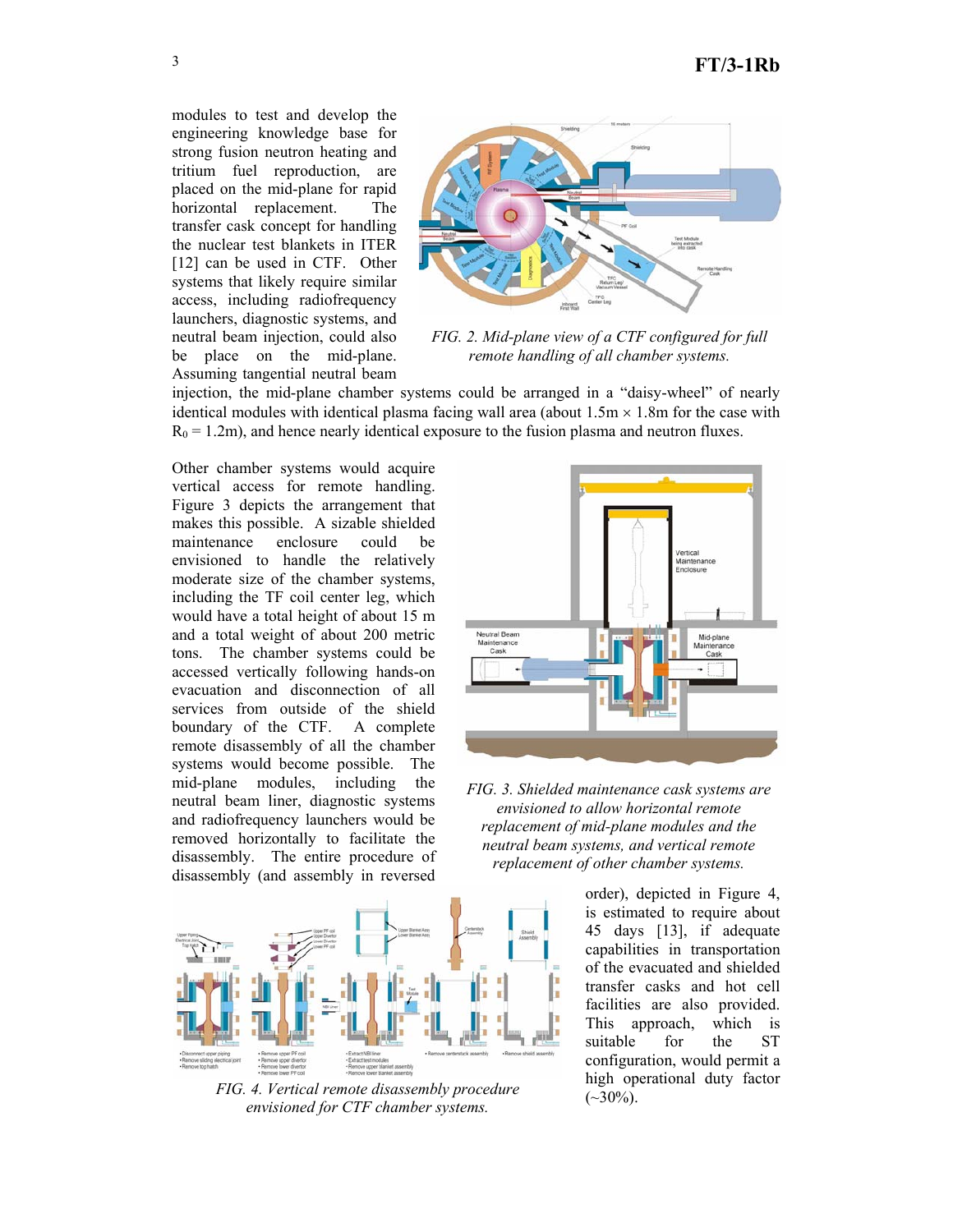modules to test and develop the engineering knowledge base for strong fusion neutron heating and tritium fuel reproduction, are placed on the mid-plane for rapid horizontal replacement. The transfer cask concept for handling the nuclear test blankets in ITER [12] can be used in CTF. Other systems that likely require similar access, including radiofrequency launchers, diagnostic systems, and neutral beam injection, could also be place on the mid-plane. Assuming tangential neutral beam injection, the mid-plane chamber systems could be arranged in a "daisy-wheel" of nearly identical modules with identical plasma facing wall area (about 1.5m × 1.8m for the case with $R_0$ = 1.2m), and hence nearly identical exposure to the fusion plasma and neutron fluxes.

*FIG. 2. Mid-plane view of a CTF configured for full remote handling of all chamber systems.*

Other chamber systems would acquire vertical access for remote handling. Figure 3 depicts the arrangement that makes this possible. A sizable shielded maintenance enclosure could be envisioned to handle the relatively moderate size of the chamber systems, including the TF coil center leg, which would have a total height of about 15 m and a total weight of about 200 metric tons. The chamber systems could be accessed vertically following hands-on evacuation and disconnection of all services from outside of the shield boundary of the CTF. A complete remote disassembly of all the chamber systems would become possible. The mid-plane modules, including the neutral beam liner, diagnostic systems and radiofrequency launchers would be removed horizontally to facilitate the disassembly. The entire procedure of disassembly (and assembly in reversed order), depicted in Figure 4, is estimated to require about 45 days [13], if adequate capabilities in transportation of the evacuated and shielded transfer casks and hot cell facilities are also provided. This approach, which is suitable for the ST configuration, would permit a high operational duty factor (~30%).

*FIG. 3. Shielded maintenance cask systems are envisioned to allow horizontal remote replacement of mid-plane modules and the neutral beam systems, and vertical remote replacement of other chamber systems.*

*FIG. 4. Vertical remote disassembly procedure envisioned for CTF chamber systems.*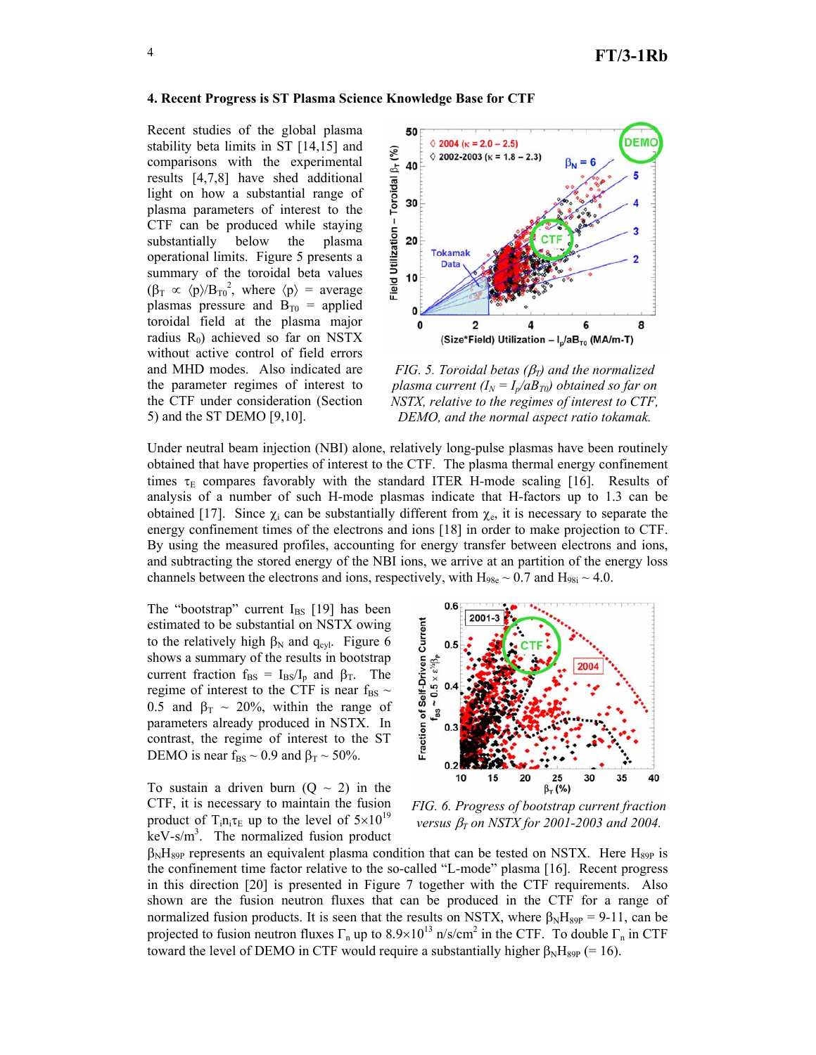### 4. Recent Progress is ST Plasma Science Knowledge Base for CTF

Recent studies of the global plasma stability beta limits in ST [14,15] and comparisons with the experimental results [4,7,8] have shed additional light on how a substantial range of plasma parameters of interest to the CTF can be produced while staying substantially below the plasma operational limits. Figure 5 presents a summary of the toroidal beta values ($\beta_T \propto \langle p \rangle / B_{T0}^2$, where $\langle p \rangle$ = average plasmas pressure and $B_{T0}$ = applied toroidal field at the plasma major radius $R_0$) achieved so far on NSTX without active control of field errors and MHD modes. Also indicated are the parameter regimes of interest to the CTF under consideration (Section 5) and the ST DEMO [9,10].

*FIG. 5. Toroidal betas ($\beta_T$) and the normalized plasma current ($I_N = I_p/aB_{T0}$) obtained so far on NSTX, relative to the regimes of interest to CTF, DEMO, and the normal aspect ratio tokamak.*

Under neutral beam injection (NBI) alone, relatively long-pulse plasmas have been routinely obtained that have properties of interest to the CTF. The plasma thermal energy confinement times $\tau_E$ compares favorably with the standard ITER H-mode scaling [16]. Results of analysis of a number of such H-mode plasmas indicate that H-factors up to 1.3 can be obtained [17]. Since $\chi_i$ can be substantially different from $\chi_e$, it is necessary to separate the energy confinement times of the electrons and ions [18] in order to make projection to CTF. By using the measured profiles, accounting for energy transfer between electrons and ions, and subtracting the stored energy of the NBI ions, we arrive at an partition of the energy loss channels between the electrons and ions, respectively, with $H_{98e} \sim 0.7$ and $H_{98i} \sim 4.0$.

The "bootstrap" current $I_{BS}$ [19] has been estimated to be substantial on NSTX owing to the relatively high $\beta_N$ and $q_{cyl}$. Figure 6 shows a summary of the results in bootstrap current fraction $f_{BS} = I_{BS}/I_p$ and $\beta_T$. The regime of interest to the CTF is near $f_{BS} \sim 0.5$ and $\beta_T \sim 20\%$, within the range of parameters already produced in NSTX. In contrast, the regime of interest to the ST DEMO is near $f_{BS} \sim 0.9$ and $\beta_T \sim 50\%$.

*FIG. 6. Progress of bootstrap current fraction versus $\beta_T$ on NSTX for 2001-2003 and 2004.*

To sustain a driven burn (Q ~ 2) in the CTF, it is necessary to maintain the fusion product of $T_i n_i \tau_E$ up to the level of $5\times10^{19}$ keV-s/m$^3$. The normalized fusion product $\beta_N H_{89P}$ represents an equivalent plasma condition that can be tested on NSTX. Here $H_{89P}$ is the confinement time factor relative to the so-called "L-mode" plasma [16]. Recent progress in this direction [20] is presented in Figure 7 together with the CTF requirements. Also shown are the fusion neutron fluxes that can be produced in the CTF for a range of normalized fusion products. It is seen that the results on NSTX, where $\beta_N H_{89P}$ = 9-11, can be projected to fusion neutron fluxes $\Gamma_n$ up to $8.9\times10^{13}$ n/s/cm$^2$ in the CTF. To double $\Gamma_n$ in CTF toward the level of DEMO in CTF would require a substantially higher $\beta_N H_{89P}$ (= 16).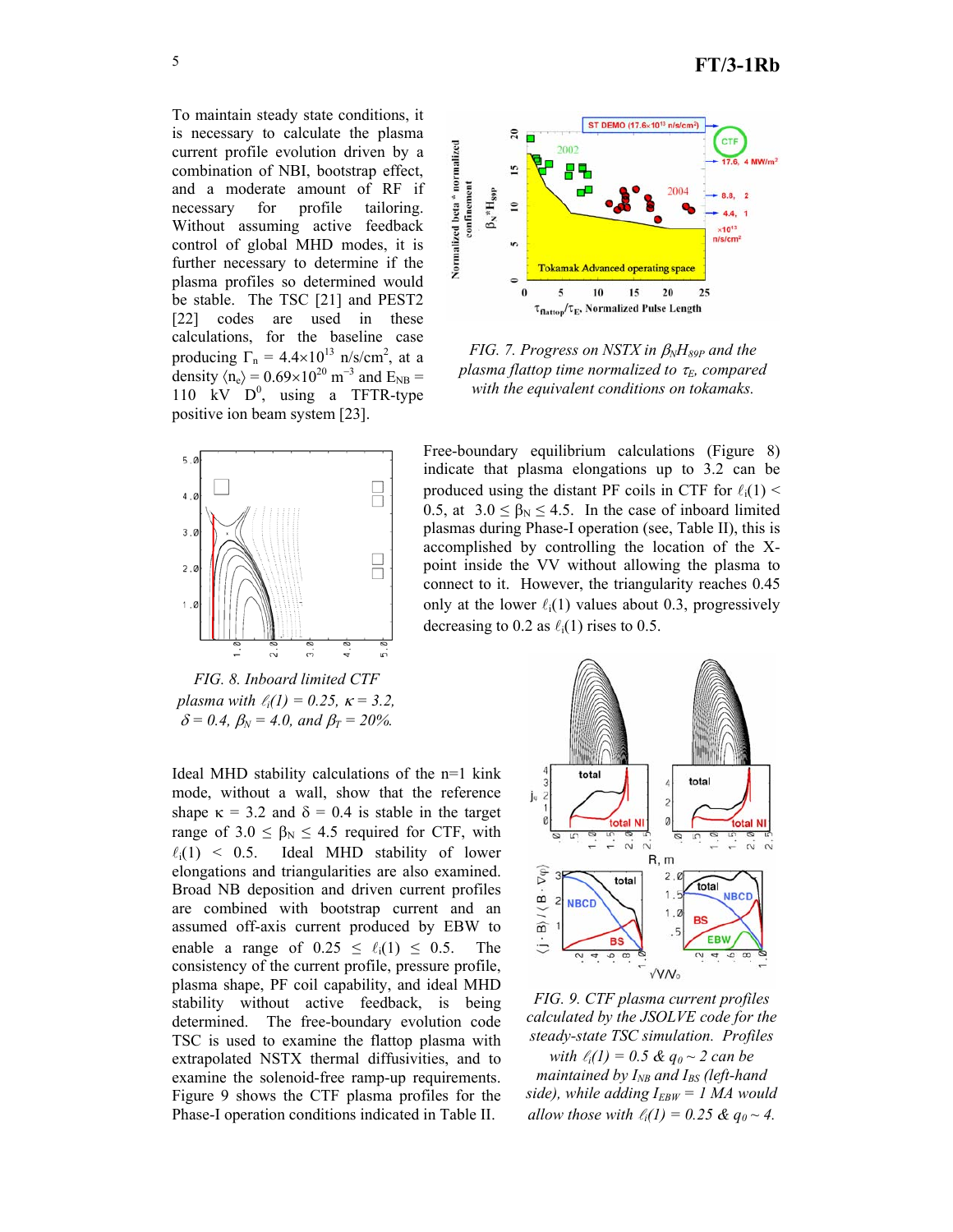To maintain steady state conditions, it is necessary to calculate the plasma current profile evolution driven by a combination of NBI, bootstrap effect, and a moderate amount of RF if necessary for profile tailoring. Without assuming active feedback control of global MHD modes, it is further necessary to determine if the plasma profiles so determined would be stable. The TSC [21] and PEST2 [22] codes are used in these calculations, for the baseline case producing $\Gamma_n = 4.4\times10^{13}$ n/s/cm$^2$, at a density $\langle n_e\rangle = 0.69\times10^{20}$ m$^{-3}$ and $E_{NB} = 110$ kV $D^0$, using a TFTR-type positive ion beam system [23].

*FIG. 7. Progress on NSTX in $\beta_N H_{89P}$ and the plasma flattop time normalized to $\tau_E$, compared with the equivalent conditions on tokamaks.*

Free-boundary equilibrium calculations (Figure 8) indicate that plasma elongations up to 3.2 can be produced using the distant PF coils in CTF for $\ell_i(1) < 0.5$, at $3.0 \leq \beta_N \leq 4.5$. In the case of inboard limited plasmas during Phase-I operation (see, Table II), this is accomplished by controlling the location of the X-point inside the VV without allowing the plasma to connect to it. However, the triangularity reaches 0.45 only at the lower $\ell_i(1)$ values about 0.3, progressively decreasing to 0.2 as $\ell_i(1)$ rises to 0.5.

*FIG. 8. Inboard limited CTF plasma with $\ell_i(1) = 0.25$, $\kappa = 3.2$, $\delta = 0.4$, $\beta_N = 4.0$, and $\beta_T = 20\%$.*

Ideal MHD stability calculations of the n=1 kink mode, without a wall, show that the reference shape $\kappa = 3.2$ and $\delta = 0.4$ is stable in the target range of $3.0 \leq \beta_N \leq 4.5$ required for CTF, with $\ell_i(1) < 0.5$. Ideal MHD stability of lower elongations and triangularities are also examined. Broad NB deposition and driven current profiles are combined with bootstrap current and an assumed off-axis current produced by EBW to enable a range of $0.25 \leq \ell_i(1) \leq 0.5$. The consistency of the current profile, pressure profile, plasma shape, PF coil capability, and ideal MHD stability without active feedback, is being determined. The free-boundary evolution code TSC is used to examine the flattop plasma with extrapolated NSTX thermal diffusivities, and to examine the solenoid-free ramp-up requirements. Figure 9 shows the CTF plasma profiles for the Phase-I operation conditions indicated in Table II.

*FIG. 9. CTF plasma current profiles calculated by the JSOLVE code for the steady-state TSC simulation. Profiles with $\ell_i(1) = 0.5$ & $q_0 \sim 2$ can be maintained by $I_{NB}$ and $I_{BS}$ (left-hand side), while adding $I_{EBW} = 1$ MA would allow those with $\ell_i(1) = 0.25$ & $q_0 \sim 4$.*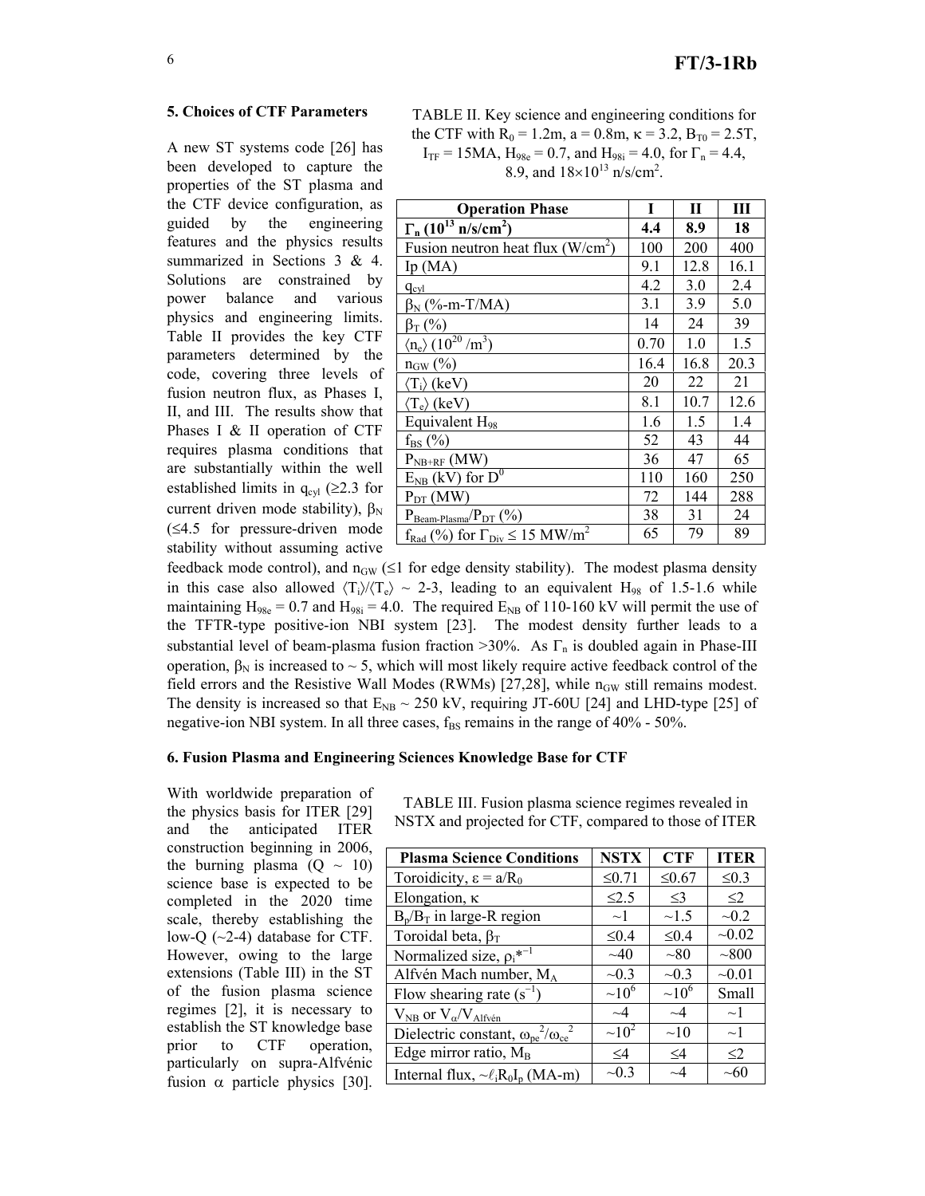## 5. Choices of CTF Parameters

A new ST systems code [26] has been developed to capture the properties of the ST plasma and the CTF device configuration, as guided by the engineering features and the physics results summarized in Sections 3 & 4. Solutions are constrained by power balance and various physics and engineering limits. Table II provides the key CTF parameters determined by the code, covering three levels of fusion neutron flux, as Phases I, II, and III. The results show that Phases I & II operation of CTF requires plasma conditions that are substantially within the well established limits in $q_{cyl}$ (≥2.3 for current driven mode stability), $\beta_N$ (≤4.5 for pressure-driven mode stability without assuming active feedback mode control), and $n_{GW}$ (≤1 for edge density stability). The modest plasma density in this case also allowed $\langle T_i \rangle / \langle T_e \rangle$ ~ 2-3, leading to an equivalent $H_{98}$ of 1.5-1.6 while maintaining $H_{98e}$ = 0.7 and $H_{98i}$ = 4.0. The required $E_{NB}$ of 110-160 kV will permit the use of the TFTR-type positive-ion NBI system [23]. The modest density further leads to a substantial level of beam-plasma fusion fraction >30%. As $\Gamma_n$ is doubled again in Phase-III operation, $\beta_N$ is increased to ~ 5, which will most likely require active feedback control of the field errors and the Resistive Wall Modes (RWMs) [27,28], while $n_{GW}$ still remains modest. The density is increased so that $E_{NB}$ ~ 250 kV, requiring JT-60U [24] and LHD-type [25] of negative-ion NBI system. In all three cases, $f_{BS}$ remains in the range of 40% - 50%.

TABLE II. Key science and engineering conditions for the CTF with $R_0$ = 1.2m, a = 0.8m, $\kappa$ = 3.2, $B_{T0}$ = 2.5T, $I_{TF}$ = 15MA, $H_{98e}$ = 0.7, and $H_{98i}$ = 4.0, for $\Gamma_n$ = 4.4, 8.9, and 18×10[13] n/s/cm$^2$.

| Operation Phase | I | II | III |
|---|---|---|---|
| **$\Gamma_n$ ($10^{13}$ n/s/cm$^2$)** | **4.4** | **8.9** | **18** |
| Fusion neutron heat flux (W/cm$^2$) | 100 | 200 | 400 |
| Ip (MA) | 9.1 | 12.8 | 16.1 |
| $q_{cyl}$ | 4.2 | 3.0 | 2.4 |
| $\beta_N$ (%-m-T/MA) | 3.1 | 3.9 | 5.0 |
| $\beta_T$ (%) | 14 | 24 | 39 |
| $\langle n_e \rangle$ ($10^{20}$ /m$^3$) | 0.70 | 1.0 | 1.5 |
| $n_{GW}$ (%) | 16.4 | 16.8 | 20.3 |
| $\langle T_i \rangle$ (keV) | 20 | 22 | 21 |
| $\langle T_e \rangle$ (keV) | 8.1 | 10.7 | 12.6 |
| Equivalent $H_{98}$ | 1.6 | 1.5 | 1.4 |
| $f_{BS}$ (%) | 52 | 43 | 44 |
| $P_{NB+RF}$ (MW) | 36 | 47 | 65 |
| $E_{NB}$ (kV) for $D^0$ | 110 | 160 | 250 |
| $P_{DT}$ (MW) | 72 | 144 | 288 |
| $P_{Beam\text{-}Plasma}/P_{DT}$ (%) | 38 | 31 | 24 |
| $f_{Rad}$ (%) for $\Gamma_{Div}$ ≤ 15 MW/m$^2$ | 65 | 79 | 89 |

## 6. Fusion Plasma and Engineering Sciences Knowledge Base for CTF

With worldwide preparation of the physics basis for ITER [29] and the anticipated ITER construction beginning in 2006, the burning plasma (Q ~ 10) science base is expected to be completed in the 2020 time scale, thereby establishing the low-Q (~2-4) database for CTF. However, owing to the large extensions (Table III) in the ST of the fusion plasma science regimes [2], it is necessary to establish the ST knowledge base prior to CTF operation, particularly on supra-Alfvénic fusion $\alpha$ particle physics [30].

TABLE III. Fusion plasma science regimes revealed in NSTX and projected for CTF, compared to those of ITER

| Plasma Science Conditions | NSTX | CTF | ITER |
|---|---|---|---|
| Toroidicity, $\varepsilon = a/R_0$ | ≤0.71 | ≤0.67 | ≤0.3 |
| Elongation, $\kappa$ | ≤2.5 | ≤3 | ≤2 |
| $B_p/B_T$ in large-R region | ~1 | ~1.5 | ~0.2 |
| Toroidal beta, $\beta_T$ | ≤0.4 | ≤0.4 | ~0.02 |
| Normalized size, $\rho_i{}^{*-1}$ | ~40 | ~80 | ~800 |
| Alfvén Mach number, $M_A$ | ~0.3 | ~0.3 | ~0.01 |
| Flow shearing rate (s$^{-1}$) | ~$10^6$ | ~$10^6$ | Small |
| $V_{NB}$ or $V_\alpha/V_{Alfvén}$ | ~4 | ~4 | ~1 |
| Dielectric constant, $\omega_{pe}^2/\omega_{ce}^2$ | ~$10^2$ | ~10 | ~1 |
| Edge mirror ratio, $M_B$ | ≤4 | ≤4 | ≤2 |
| Internal flux, ~$\ell_i R_0 I_p$ (MA-m) | ~0.3 | ~4 | ~60 |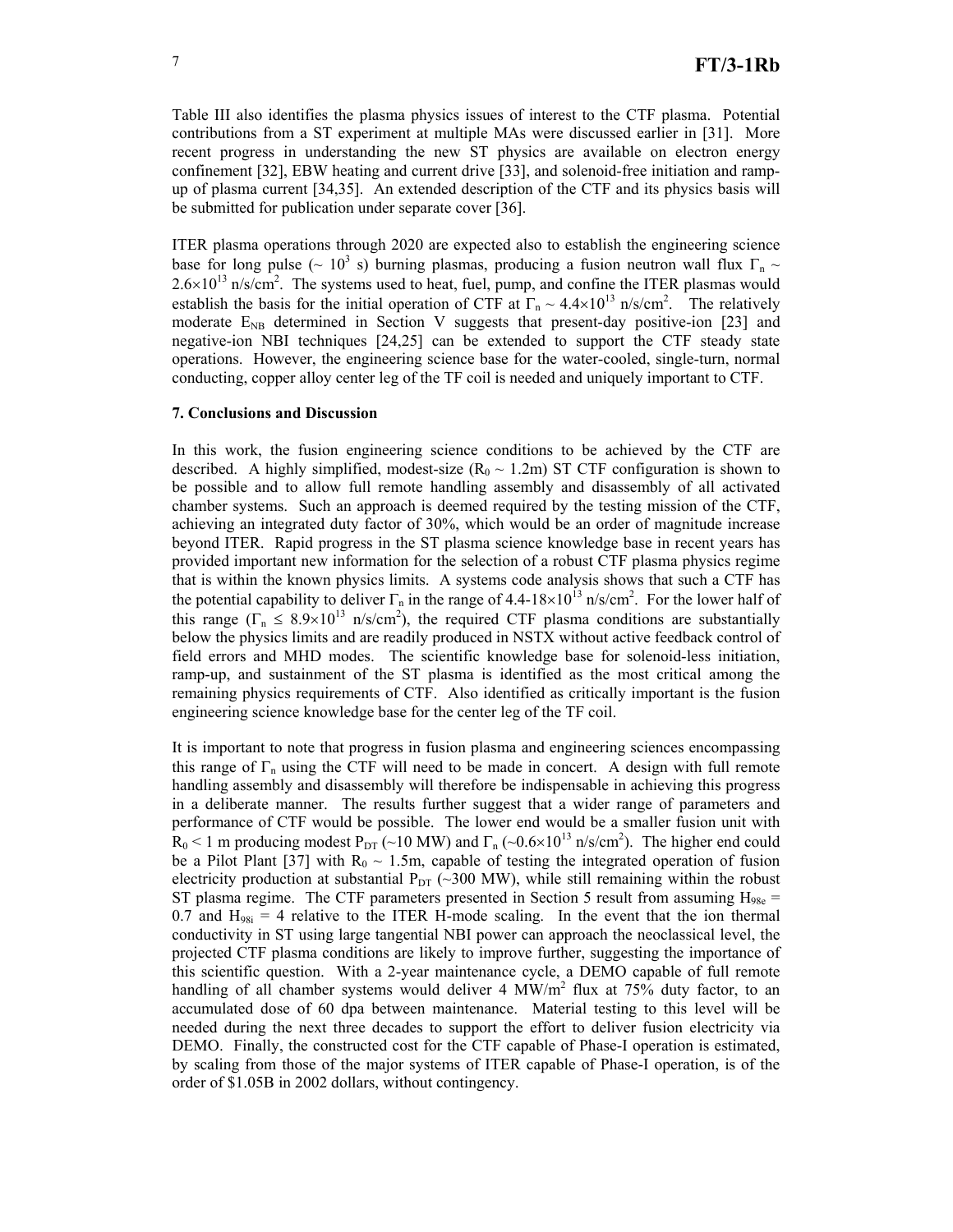Table III also identifies the plasma physics issues of interest to the CTF plasma. Potential contributions from a ST experiment at multiple MAs were discussed earlier in [31]. More recent progress in understanding the new ST physics are available on electron energy confinement [32], EBW heating and current drive [33], and solenoid-free initiation and ramp-up of plasma current [34,35]. An extended description of the CTF and its physics basis will be submitted for publication under separate cover [36].

ITER plasma operations through 2020 are expected also to establish the engineering science base for long pulse ($\sim 10^3$ s) burning plasmas, producing a fusion neutron wall flux $\Gamma_n \sim 2.6\times10^{13}$ n/s/cm$^2$. The systems used to heat, fuel, pump, and confine the ITER plasmas would establish the basis for the initial operation of CTF at $\Gamma_n \sim 4.4\times10^{13}$ n/s/cm$^2$. The relatively moderate $E_{NB}$ determined in Section V suggests that present-day positive-ion [23] and negative-ion NBI techniques [24,25] can be extended to support the CTF steady state operations. However, the engineering science base for the water-cooled, single-turn, normal conducting, copper alloy center leg of the TF coil is needed and uniquely important to CTF.

## 7. Conclusions and Discussion

In this work, the fusion engineering science conditions to be achieved by the CTF are described. A highly simplified, modest-size ($R_0 \sim 1.2$m) ST CTF configuration is shown to be possible and to allow full remote handling assembly and disassembly of all activated chamber systems. Such an approach is deemed required by the testing mission of the CTF, achieving an integrated duty factor of 30%, which would be an order of magnitude increase beyond ITER. Rapid progress in the ST plasma science knowledge base in recent years has provided important new information for the selection of a robust CTF plasma physics regime that is within the known physics limits. A systems code analysis shows that such a CTF has the potential capability to deliver $\Gamma_n$ in the range of 4.4-18$\times10^{13}$ n/s/cm$^2$. For the lower half of this range ($\Gamma_n \leq 8.9\times10^{13}$ n/s/cm$^2$), the required CTF plasma conditions are substantially below the physics limits and are readily produced in NSTX without active feedback control of field errors and MHD modes. The scientific knowledge base for solenoid-less initiation, ramp-up, and sustainment of the ST plasma is identified as the most critical among the remaining physics requirements of CTF. Also identified as critically important is the fusion engineering science knowledge base for the center leg of the TF coil.

It is important to note that progress in fusion plasma and engineering sciences encompassing this range of $\Gamma_n$ using the CTF will need to be made in concert. A design with full remote handling assembly and disassembly will therefore be indispensable in achieving this progress in a deliberate manner. The results further suggest that a wider range of parameters and performance of CTF would be possible. The lower end would be a smaller fusion unit with $R_0 < 1$ m producing modest $P_{DT}$ (~10 MW) and $\Gamma_n$ ($\sim0.6\times10^{13}$ n/s/cm$^2$). The higher end could be a Pilot Plant [37] with $R_0 \sim 1.5$m, capable of testing the integrated operation of fusion electricity production at substantial $P_{DT}$ (~300 MW), while still remaining within the robust ST plasma regime. The CTF parameters presented in Section 5 result from assuming $H_{98e} = 0.7$ and $H_{98i} = 4$ relative to the ITER H-mode scaling. In the event that the ion thermal conductivity in ST using large tangential NBI power can approach the neoclassical level, the projected CTF plasma conditions are likely to improve further, suggesting the importance of this scientific question. With a 2-year maintenance cycle, a DEMO capable of full remote handling of all chamber systems would deliver 4 MW/m$^2$ flux at 75% duty factor, to an accumulated dose of 60 dpa between maintenance. Material testing to this level will be needed during the next three decades to support the effort to deliver fusion electricity via DEMO. Finally, the constructed cost for the CTF capable of Phase-I operation is estimated, by scaling from those of the major systems of ITER capable of Phase-I operation, is of the order of \$1.05B in 2002 dollars, without contingency.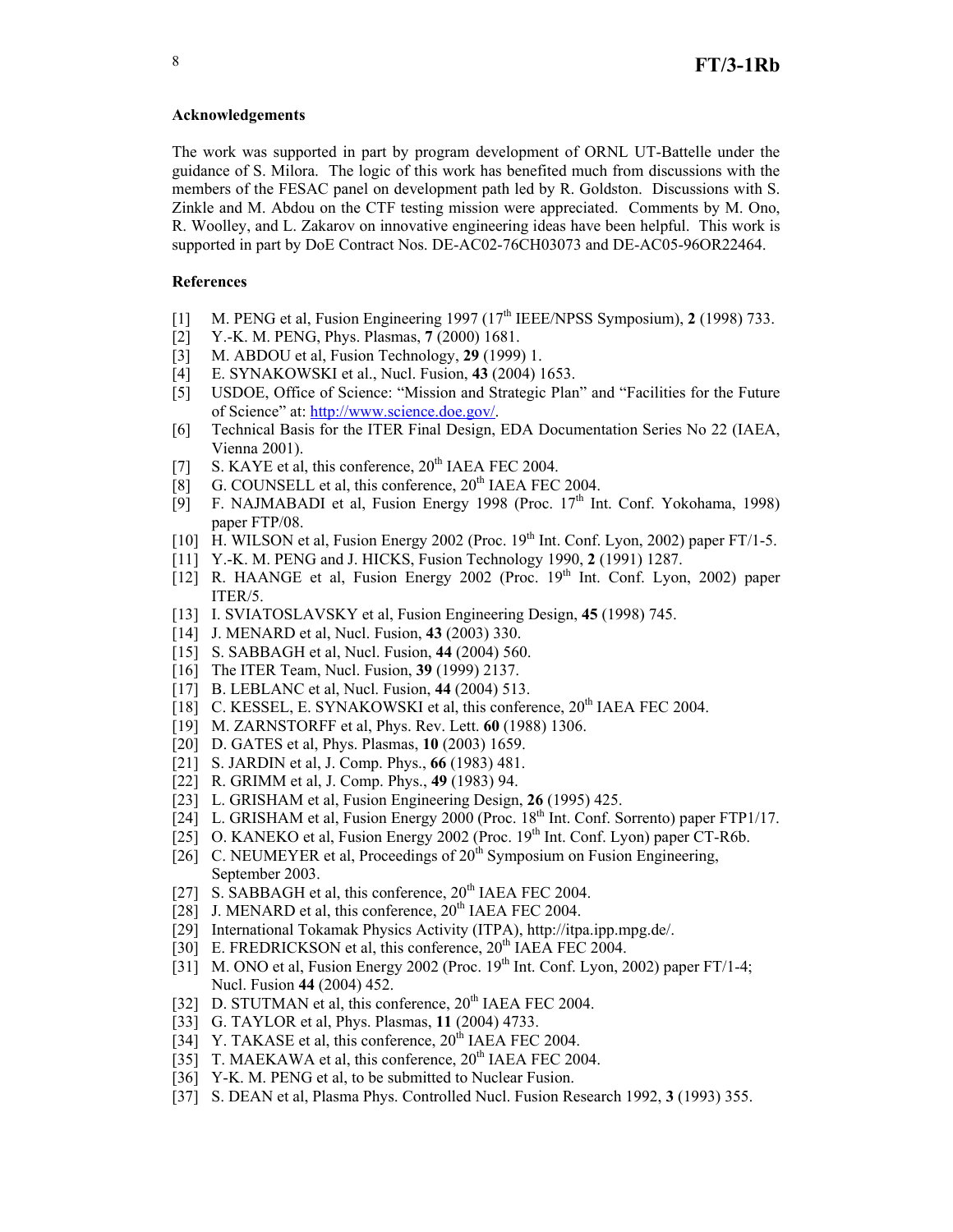## Acknowledgements

The work was supported in part by program development of ORNL UT-Battelle under the guidance of S. Milora. The logic of this work has benefited much from discussions with the members of the FESAC panel on development path led by R. Goldston. Discussions with S. Zinkle and M. Abdou on the CTF testing mission were appreciated. Comments by M. Ono, R. Woolley, and L. Zakarov on innovative engineering ideas have been helpful. This work is supported in part by DoE Contract Nos. DE-AC02-76CH03073 and DE-AC05-96OR22464.

## References

[1] M. PENG et al, Fusion Engineering 1997 (17th IEEE/NPSS Symposium), **2** (1998) 733.
[2] Y.-K. M. PENG, Phys. Plasmas, **7** (2000) 1681.
[3] M. ABDOU et al, Fusion Technology, **29** (1999) 1.
[4] E. SYNAKOWSKI et al., Nucl. Fusion, **43** (2004) 1653.
[5] USDOE, Office of Science: "Mission and Strategic Plan" and "Facilities for the Future of Science" at: http://www.science.doe.gov/.
[6] Technical Basis for the ITER Final Design, EDA Documentation Series No 22 (IAEA, Vienna 2001).
[7] S. KAYE et al, this conference, 20th IAEA FEC 2004.
[8] G. COUNSELL et al, this conference, 20th IAEA FEC 2004.
[9] F. NAJMABADI et al, Fusion Energy 1998 (Proc. 17th Int. Conf. Yokohama, 1998) paper FTP/08.
[10] H. WILSON et al, Fusion Energy 2002 (Proc. 19th Int. Conf. Lyon, 2002) paper FT/1-5.
[11] Y.-K. M. PENG and J. HICKS, Fusion Technology 1990, **2** (1991) 1287.
[12] R. HAANGE et al, Fusion Energy 2002 (Proc. 19th Int. Conf. Lyon, 2002) paper ITER/5.
[13] I. SVIATOSLAVSKY et al, Fusion Engineering Design, **45** (1998) 745.
[14] J. MENARD et al, Nucl. Fusion, **43** (2003) 330.
[15] S. SABBAGH et al, Nucl. Fusion, **44** (2004) 560.
[16] The ITER Team, Nucl. Fusion, **39** (1999) 2137.
[17] B. LEBLANC et al, Nucl. Fusion, **44** (2004) 513.
[18] C. KESSEL, E. SYNAKOWSKI et al, this conference, 20th IAEA FEC 2004.
[19] M. ZARNSTORFF et al, Phys. Rev. Lett. **60** (1988) 1306.
[20] D. GATES et al, Phys. Plasmas, **10** (2003) 1659.
[21] S. JARDIN et al, J. Comp. Phys., **66** (1983) 481.
[22] R. GRIMM et al, J. Comp. Phys., **49** (1983) 94.
[23] L. GRISHAM et al, Fusion Engineering Design, **26** (1995) 425.
[24] L. GRISHAM et al, Fusion Energy 2000 (Proc. 18th Int. Conf. Sorrento) paper FTP1/17.
[25] O. KANEKO et al, Fusion Energy 2002 (Proc. 19th Int. Conf. Lyon) paper CT-R6b.
[26] C. NEUMEYER et al, Proceedings of 20th Symposium on Fusion Engineering, September 2003.
[27] S. SABBAGH et al, this conference, 20th IAEA FEC 2004.
[28] J. MENARD et al, this conference, 20th IAEA FEC 2004.
[29] International Tokamak Physics Activity (ITPA), http://itpa.ipp.mpg.de/.
[30] E. FREDRICKSON et al, this conference, 20th IAEA FEC 2004.
[31] M. ONO et al, Fusion Energy 2002 (Proc. 19th Int. Conf. Lyon, 2002) paper FT/1-4; Nucl. Fusion **44** (2004) 452.
[32] D. STUTMAN et al, this conference, 20th IAEA FEC 2004.
[33] G. TAYLOR et al, Phys. Plasmas, **11** (2004) 4733.
[34] Y. TAKASE et al, this conference, 20th IAEA FEC 2004.
[35] T. MAEKAWA et al, this conference, 20th IAEA FEC 2004.
[36] Y-K. M. PENG et al, to be submitted to Nuclear Fusion.
[37] S. DEAN et al, Plasma Phys. Controlled Nucl. Fusion Research 1992, **3** (1993) 355.